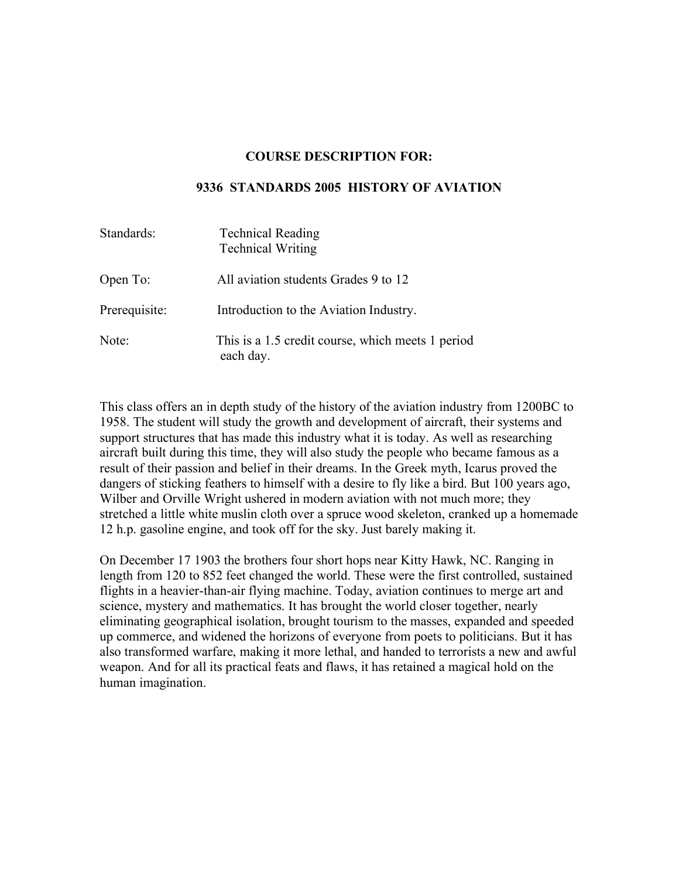**COURSE DESCRIPTION FOR:**

**9336 STANDARDS 2005 HISTORY OF AVIATION**

| | |
|---|---|
| Standards: | Technical Reading<br>Technical Writing |
| Open To: | All aviation students Grades 9 to 12 |
| Prerequisite: | Introduction to the Aviation Industry. |
| Note: | This is a 1.5 credit course, which meets 1 period each day. |

This class offers an in depth study of the history of the aviation industry from 1200BC to 1958. The student will study the growth and development of aircraft, their systems and support structures that has made this industry what it is today. As well as researching aircraft built during this time, they will also study the people who became famous as a result of their passion and belief in their dreams. In the Greek myth, Icarus proved the dangers of sticking feathers to himself with a desire to fly like a bird. But 100 years ago, Wilber and Orville Wright ushered in modern aviation with not much more; they stretched a little white muslin cloth over a spruce wood skeleton, cranked up a homemade 12 h.p. gasoline engine, and took off for the sky. Just barely making it.

On December 17 1903 the brothers four short hops near Kitty Hawk, NC. Ranging in length from 120 to 852 feet changed the world. These were the first controlled, sustained flights in a heavier-than-air flying machine. Today, aviation continues to merge art and science, mystery and mathematics. It has brought the world closer together, nearly eliminating geographical isolation, brought tourism to the masses, expanded and speeded up commerce, and widened the horizons of everyone from poets to politicians. But it has also transformed warfare, making it more lethal, and handed to terrorists a new and awful weapon. And for all its practical feats and flaws, it has retained a magical hold on the human imagination.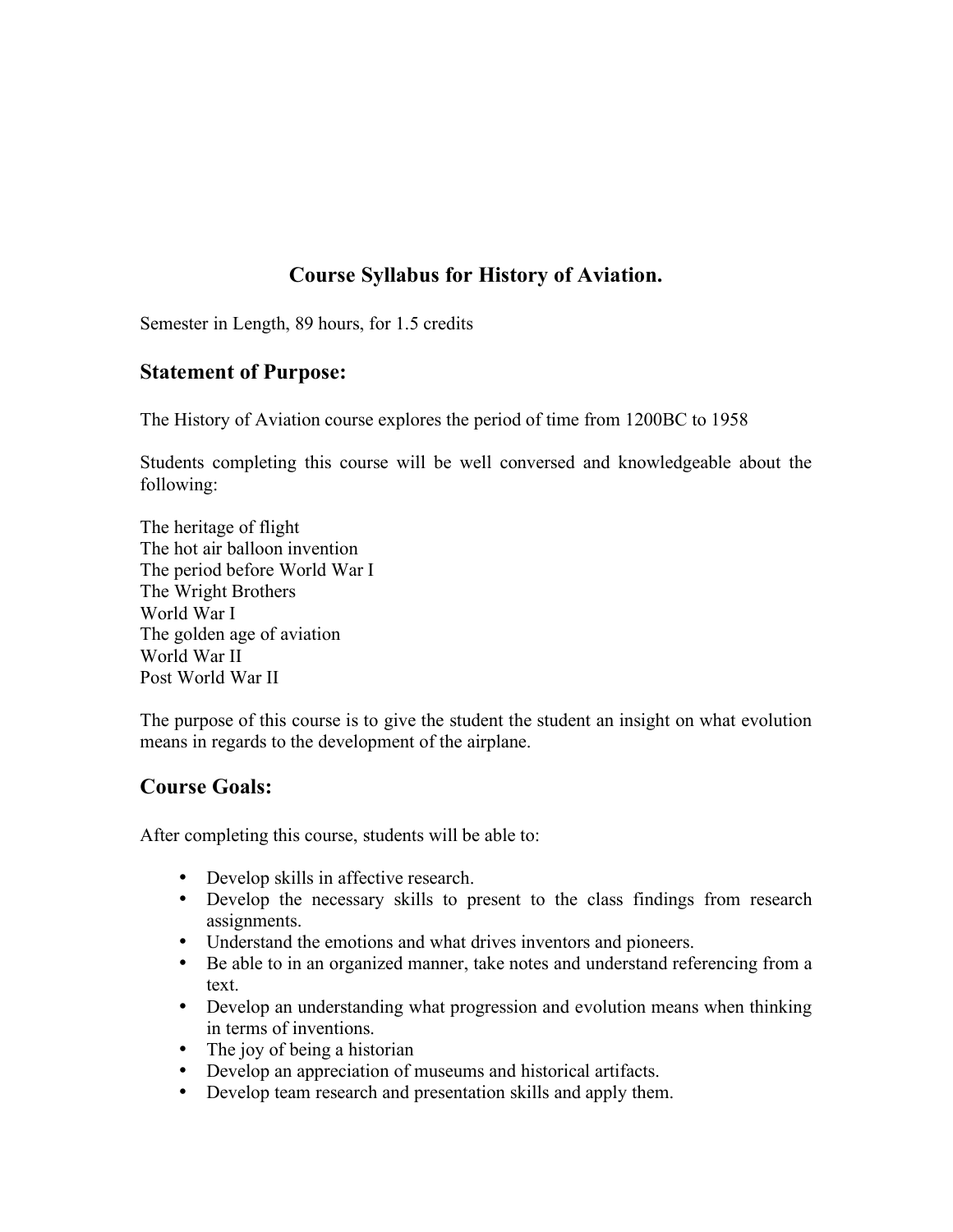# Course Syllabus for History of Aviation.

Semester in Length, 89 hours, for 1.5 credits

## Statement of Purpose:

The History of Aviation course explores the period of time from 1200BC to 1958

Students completing this course will be well conversed and knowledgeable about the following:

The heritage of flight
The hot air balloon invention
The period before World War I
The Wright Brothers
World War I
The golden age of aviation
World War II
Post World War II

The purpose of this course is to give the student the student an insight on what evolution means in regards to the development of the airplane.

## Course Goals:

After completing this course, students will be able to:

- Develop skills in affective research.
- Develop the necessary skills to present to the class findings from research assignments.
- Understand the emotions and what drives inventors and pioneers.
- Be able to in an organized manner, take notes and understand referencing from a text.
- Develop an understanding what progression and evolution means when thinking in terms of inventions.
- The joy of being a historian
- Develop an appreciation of museums and historical artifacts.
- Develop team research and presentation skills and apply them.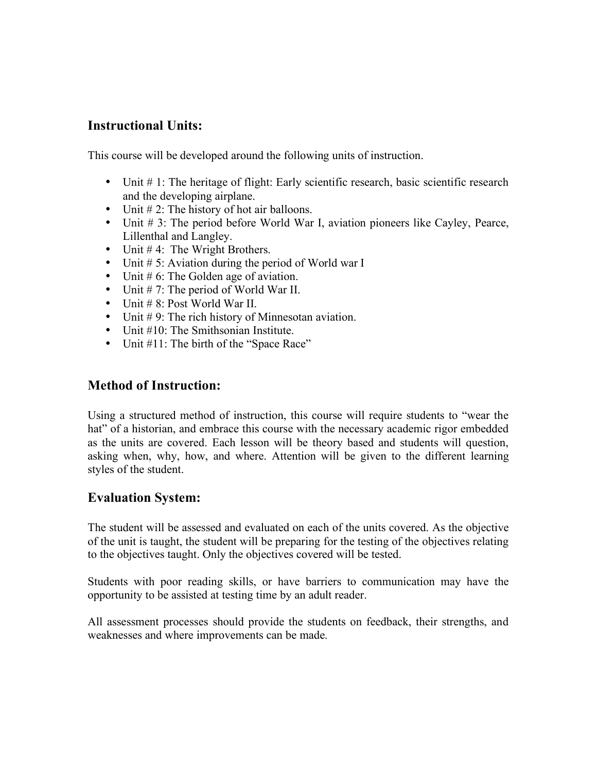## Instructional Units:

This course will be developed around the following units of instruction.

- Unit # 1: The heritage of flight: Early scientific research, basic scientific research and the developing airplane.
- Unit # 2: The history of hot air balloons.
- Unit # 3: The period before World War I, aviation pioneers like Cayley, Pearce, Lillenthal and Langley.
- Unit # 4: The Wright Brothers.
- Unit # 5: Aviation during the period of World war I
- Unit # 6: The Golden age of aviation.
- Unit # 7: The period of World War II.
- Unit # 8: Post World War II.
- Unit # 9: The rich history of Minnesotan aviation.
- Unit #10: The Smithsonian Institute.
- Unit #11: The birth of the "Space Race"

## Method of Instruction:

Using a structured method of instruction, this course will require students to "wear the hat" of a historian, and embrace this course with the necessary academic rigor embedded as the units are covered. Each lesson will be theory based and students will question, asking when, why, how, and where. Attention will be given to the different learning styles of the student.

## Evaluation System:

The student will be assessed and evaluated on each of the units covered. As the objective of the unit is taught, the student will be preparing for the testing of the objectives relating to the objectives taught. Only the objectives covered will be tested.

Students with poor reading skills, or have barriers to communication may have the opportunity to be assisted at testing time by an adult reader.

All assessment processes should provide the students on feedback, their strengths, and weaknesses and where improvements can be made.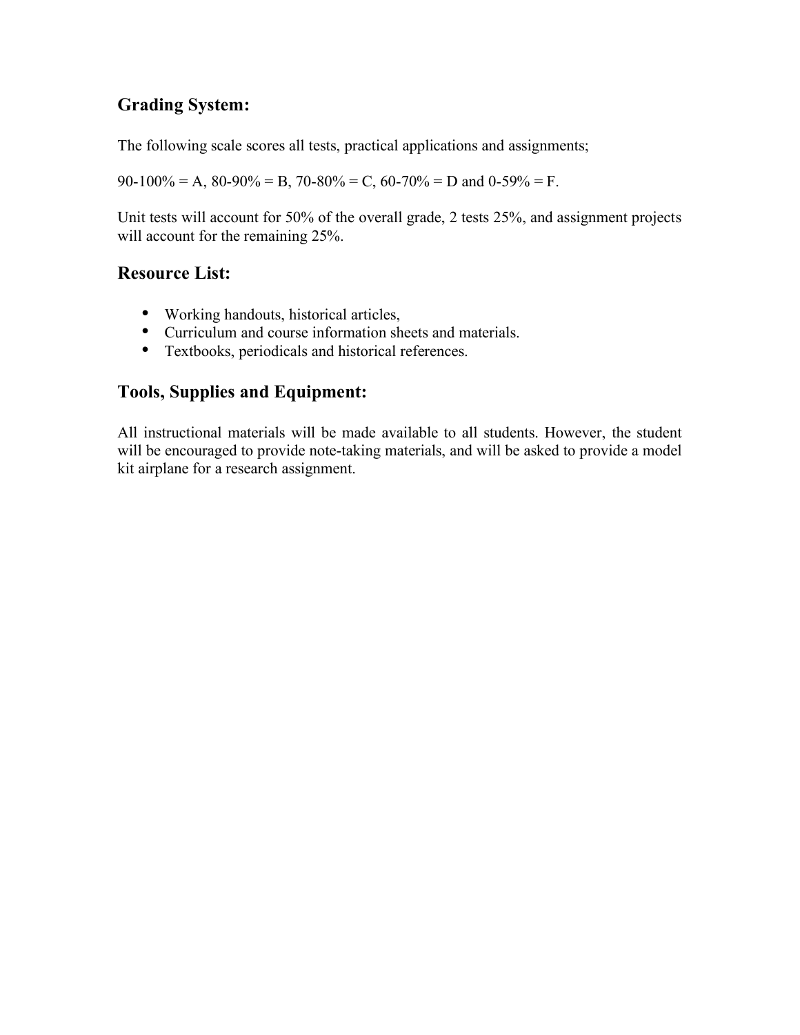## Grading System:

The following scale scores all tests, practical applications and assignments;

90-100% = A, 80-90% = B, 70-80% = C, 60-70% = D and 0-59% = F.

Unit tests will account for 50% of the overall grade, 2 tests 25%, and assignment projects will account for the remaining 25%.

## Resource List:

- Working handouts, historical articles,
- Curriculum and course information sheets and materials.
- Textbooks, periodicals and historical references.

## Tools, Supplies and Equipment:

All instructional materials will be made available to all students. However, the student will be encouraged to provide note-taking materials, and will be asked to provide a model kit airplane for a research assignment.